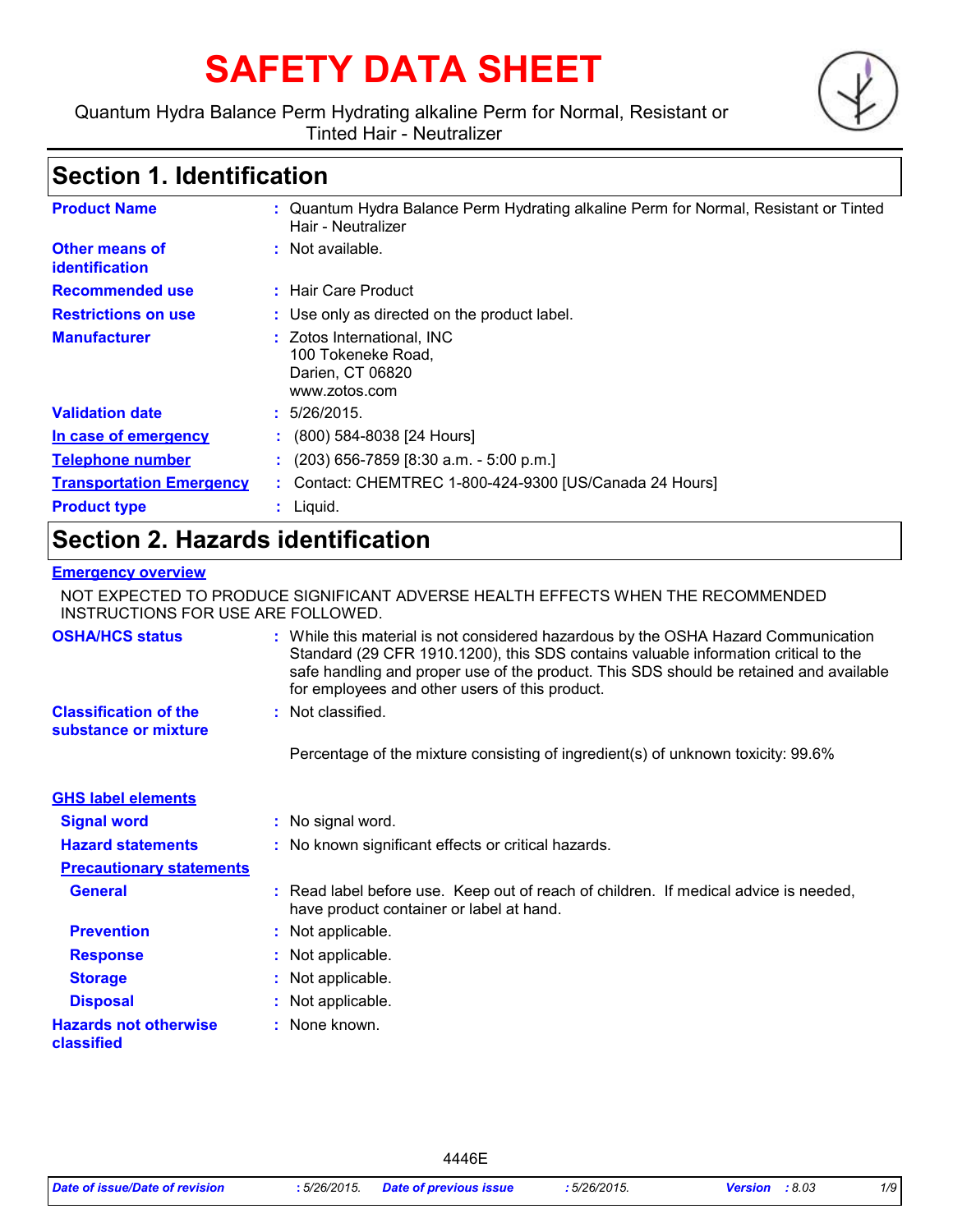# SAFETY DATA SHEET

Quantum Hydra Balance Perm Hydrating alkaline Perm for Normal, Resistant or Tinted Hair - Neutralizer

## Section 1. Identification

| | |
|---|---|
| **Product Name** | : Quantum Hydra Balance Perm Hydrating alkaline Perm for Normal, Resistant or Tinted Hair - Neutralizer |
| **Other means of identification** | : Not available. |
| **Recommended use** | : Hair Care Product |
| **Restrictions on use** | : Use only as directed on the product label. |
| **Manufacturer** | : Zotos International, INC<br>100 Tokeneke Road,<br>Darien, CT 06820<br>www.zotos.com |
| **Validation date** | : 5/26/2015. |
| **In case of emergency** | : (800) 584-8038 [24 Hours] |
| **Telephone number** | : (203) 656-7859 [8:30 a.m. - 5:00 p.m.] |
| **Transportation Emergency** | : Contact: CHEMTREC 1-800-424-9300 [US/Canada 24 Hours] |
| **Product type** | : Liquid. |

## Section 2. Hazards identification

**Emergency overview**

NOT EXPECTED TO PRODUCE SIGNIFICANT ADVERSE HEALTH EFFECTS WHEN THE RECOMMENDED INSTRUCTIONS FOR USE ARE FOLLOWED.

| | |
|---|---|
| **OSHA/HCS status** | : While this material is not considered hazardous by the OSHA Hazard Communication Standard (29 CFR 1910.1200), this SDS contains valuable information critical to the safe handling and proper use of the product. This SDS should be retained and available for employees and other users of this product. |
| **Classification of the substance or mixture** | : Not classified. |
| | Percentage of the mixture consisting of ingredient(s) of unknown toxicity: 99.6% |

**GHS label elements**

| | |
|---|---|
| **Signal word** | : No signal word. |
| **Hazard statements** | : No known significant effects or critical hazards. |
| **Precautionary statements** | |
| **General** | : Read label before use. Keep out of reach of children. If medical advice is needed, have product container or label at hand. |
| **Prevention** | : Not applicable. |
| **Response** | : Not applicable. |
| **Storage** | : Not applicable. |
| **Disposal** | : Not applicable. |
| **Hazards not otherwise classified** | : None known. |

4446E

*Date of issue/Date of revision* : 5/26/2015. *Date of previous issue* : 5/26/2015. *Version* : 8.03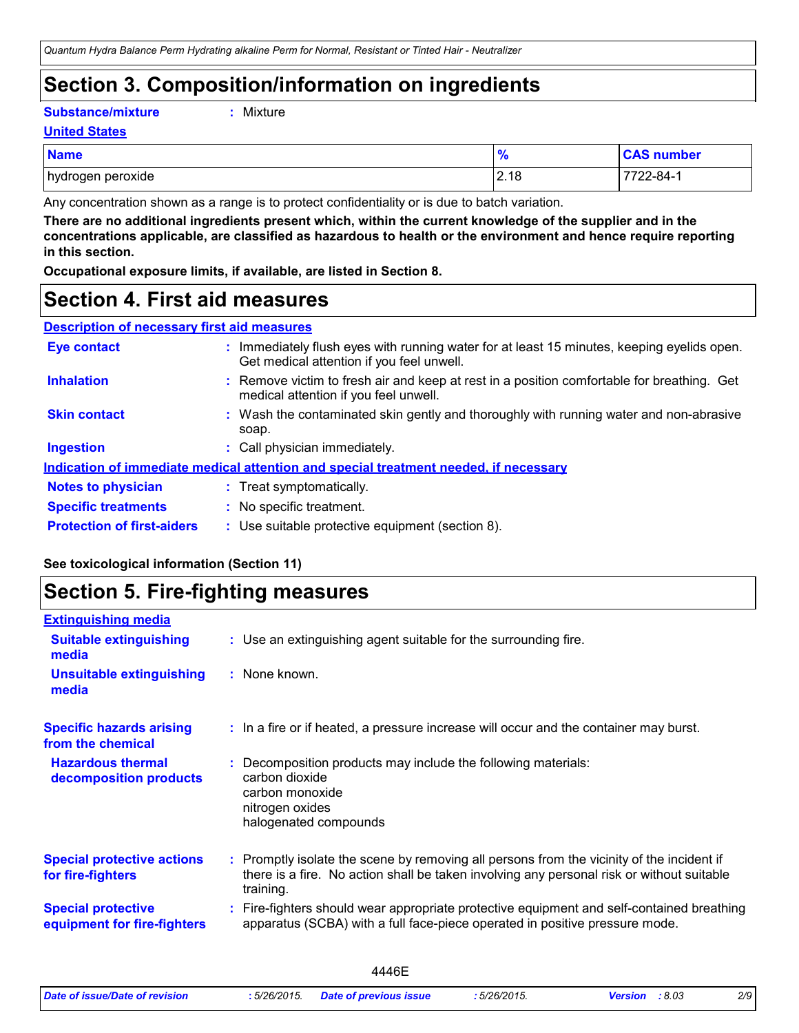## Section 3. Composition/information on ingredients

**Substance/mixture** : Mixture

**United States**

| Name | % | CAS number |
|---|---|---|
| hydrogen peroxide | 2.18 | 7722-84-1 |

Any concentration shown as a range is to protect confidentiality or is due to batch variation.

**There are no additional ingredients present which, within the current knowledge of the supplier and in the concentrations applicable, are classified as hazardous to health or the environment and hence require reporting in this section.**

**Occupational exposure limits, if available, are listed in Section 8.**

## Section 4. First aid measures

**Description of necessary first aid measures**

**Eye contact** : Immediately flush eyes with running water for at least 15 minutes, keeping eyelids open. Get medical attention if you feel unwell.

**Inhalation** : Remove victim to fresh air and keep at rest in a position comfortable for breathing. Get medical attention if you feel unwell.

**Skin contact** : Wash the contaminated skin gently and thoroughly with running water and non-abrasive soap.

**Ingestion** : Call physician immediately.

**Indication of immediate medical attention and special treatment needed, if necessary**

**Notes to physician** : Treat symptomatically.

**Specific treatments** : No specific treatment.

**Protection of first-aiders** : Use suitable protective equipment (section 8).

**See toxicological information (Section 11)**

## Section 5. Fire-fighting measures

**Extinguishing media**

**Suitable extinguishing media** : Use an extinguishing agent suitable for the surrounding fire.

**Unsuitable extinguishing media** : None known.

**Specific hazards arising from the chemical** : In a fire or if heated, a pressure increase will occur and the container may burst.

**Hazardous thermal decomposition products** : Decomposition products may include the following materials:
carbon dioxide
carbon monoxide
nitrogen oxides
halogenated compounds

**Special protective actions for fire-fighters** : Promptly isolate the scene by removing all persons from the vicinity of the incident if there is a fire. No action shall be taken involving any personal risk or without suitable training.

**Special protective equipment for fire-fighters** : Fire-fighters should wear appropriate protective equipment and self-contained breathing apparatus (SCBA) with a full face-piece operated in positive pressure mode.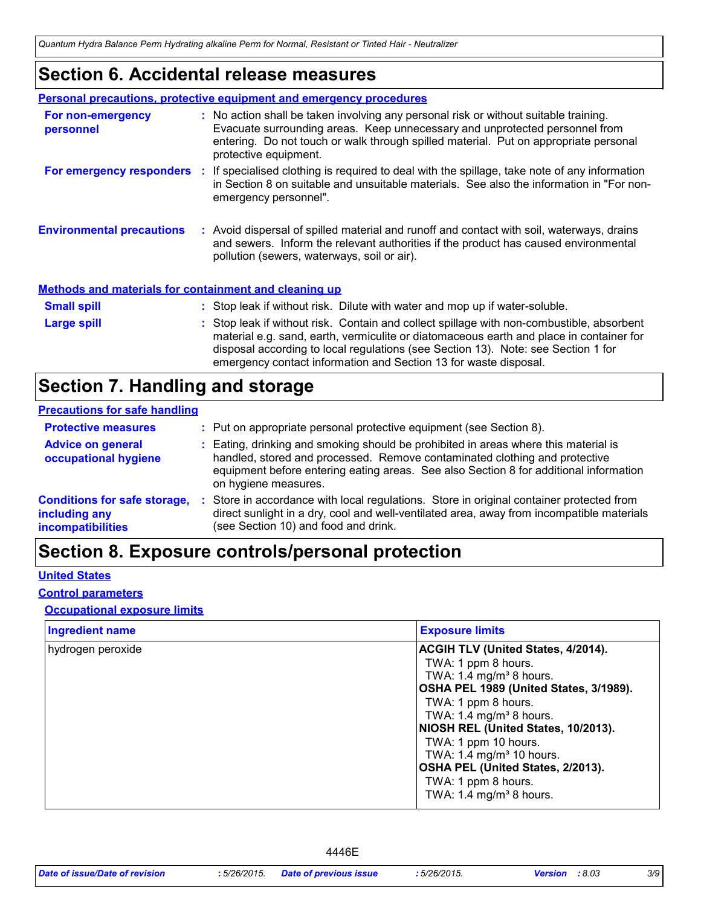# Section 6. Accidental release measures

**Personal precautions, protective equipment and emergency procedures**

**For non-emergency personnel** : No action shall be taken involving any personal risk or without suitable training. Evacuate surrounding areas. Keep unnecessary and unprotected personnel from entering. Do not touch or walk through spilled material. Put on appropriate personal protective equipment.

**For emergency responders** : If specialised clothing is required to deal with the spillage, take note of any information in Section 8 on suitable and unsuitable materials. See also the information in "For non-emergency personnel".

**Environmental precautions** : Avoid dispersal of spilled material and runoff and contact with soil, waterways, drains and sewers. Inform the relevant authorities if the product has caused environmental pollution (sewers, waterways, soil or air).

**Methods and materials for containment and cleaning up**

**Small spill** : Stop leak if without risk. Dilute with water and mop up if water-soluble.

**Large spill** : Stop leak if without risk. Contain and collect spillage with non-combustible, absorbent material e.g. sand, earth, vermiculite or diatomaceous earth and place in container for disposal according to local regulations (see Section 13). Note: see Section 1 for emergency contact information and Section 13 for waste disposal.

# Section 7. Handling and storage

**Precautions for safe handling**

**Protective measures** : Put on appropriate personal protective equipment (see Section 8).

**Advice on general occupational hygiene** : Eating, drinking and smoking should be prohibited in areas where this material is handled, stored and processed. Remove contaminated clothing and protective equipment before entering eating areas. See also Section 8 for additional information on hygiene measures.

**Conditions for safe storage, including any incompatibilities** : Store in accordance with local regulations. Store in original container protected from direct sunlight in a dry, cool and well-ventilated area, away from incompatible materials (see Section 10) and food and drink.

# Section 8. Exposure controls/personal protection

**United States**

**Control parameters**

**Occupational exposure limits**

| Ingredient name | Exposure limits |
|---|---|
| hydrogen peroxide | **ACGIH TLV (United States, 4/2014).**<br>TWA: 1 ppm 8 hours.<br>TWA: 1.4 mg/m³ 8 hours.<br>**OSHA PEL 1989 (United States, 3/1989).**<br>TWA: 1 ppm 8 hours.<br>TWA: 1.4 mg/m³ 8 hours.<br>**NIOSH REL (United States, 10/2013).**<br>TWA: 1 ppm 10 hours.<br>TWA: 1.4 mg/m³ 10 hours.<br>**OSHA PEL (United States, 2/2013).**<br>TWA: 1 ppm 8 hours.<br>TWA: 1.4 mg/m³ 8 hours. |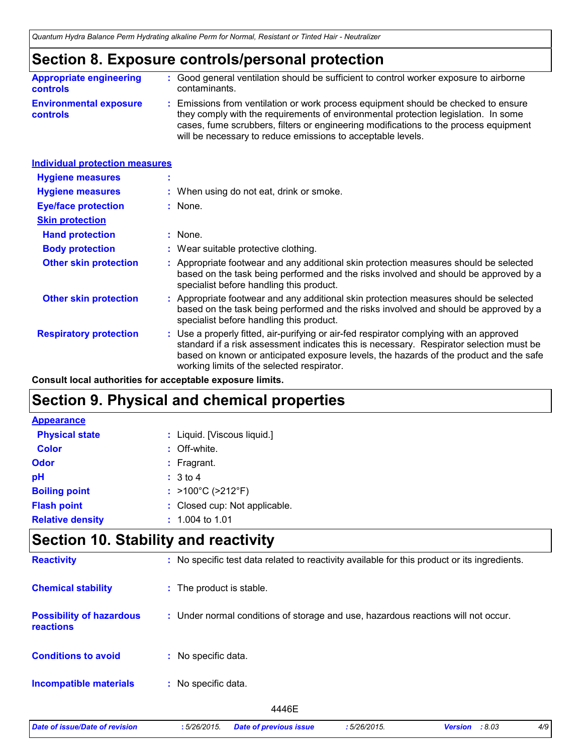## Section 8. Exposure controls/personal protection

**Appropriate engineering controls** : Good general ventilation should be sufficient to control worker exposure to airborne contaminants.

**Environmental exposure controls** : Emissions from ventilation or work process equipment should be checked to ensure they comply with the requirements of environmental protection legislation. In some cases, fume scrubbers, filters or engineering modifications to the process equipment will be necessary to reduce emissions to acceptable levels.

### Individual protection measures

**Hygiene measures** :

**Hygiene measures** : When using do not eat, drink or smoke.

**Eye/face protection** : None.

**Skin protection**

**Hand protection** : None.

**Body protection** : Wear suitable protective clothing.

**Other skin protection** : Appropriate footwear and any additional skin protection measures should be selected based on the task being performed and the risks involved and should be approved by a specialist before handling this product.

**Other skin protection** : Appropriate footwear and any additional skin protection measures should be selected based on the task being performed and the risks involved and should be approved by a specialist before handling this product.

**Respiratory protection** : Use a properly fitted, air-purifying or air-fed respirator complying with an approved standard if a risk assessment indicates this is necessary. Respirator selection must be based on known or anticipated exposure levels, the hazards of the product and the safe working limits of the selected respirator.

**Consult local authorities for acceptable exposure limits.**

## Section 9. Physical and chemical properties

**Appearance**

**Physical state** : Liquid. [Viscous liquid.]

**Color** : Off-white.

**Odor** : Fragrant.

**pH** : 3 to 4

**Boiling point** : >100°C (>212°F)

**Flash point** : Closed cup: Not applicable.

**Relative density** : 1.004 to 1.01

## Section 10. Stability and reactivity

**Reactivity** : No specific test data related to reactivity available for this product or its ingredients.

**Chemical stability** : The product is stable.

**Possibility of hazardous reactions** : Under normal conditions of storage and use, hazardous reactions will not occur.

**Conditions to avoid** : No specific data.

**Incompatible materials** : No specific data.

4446E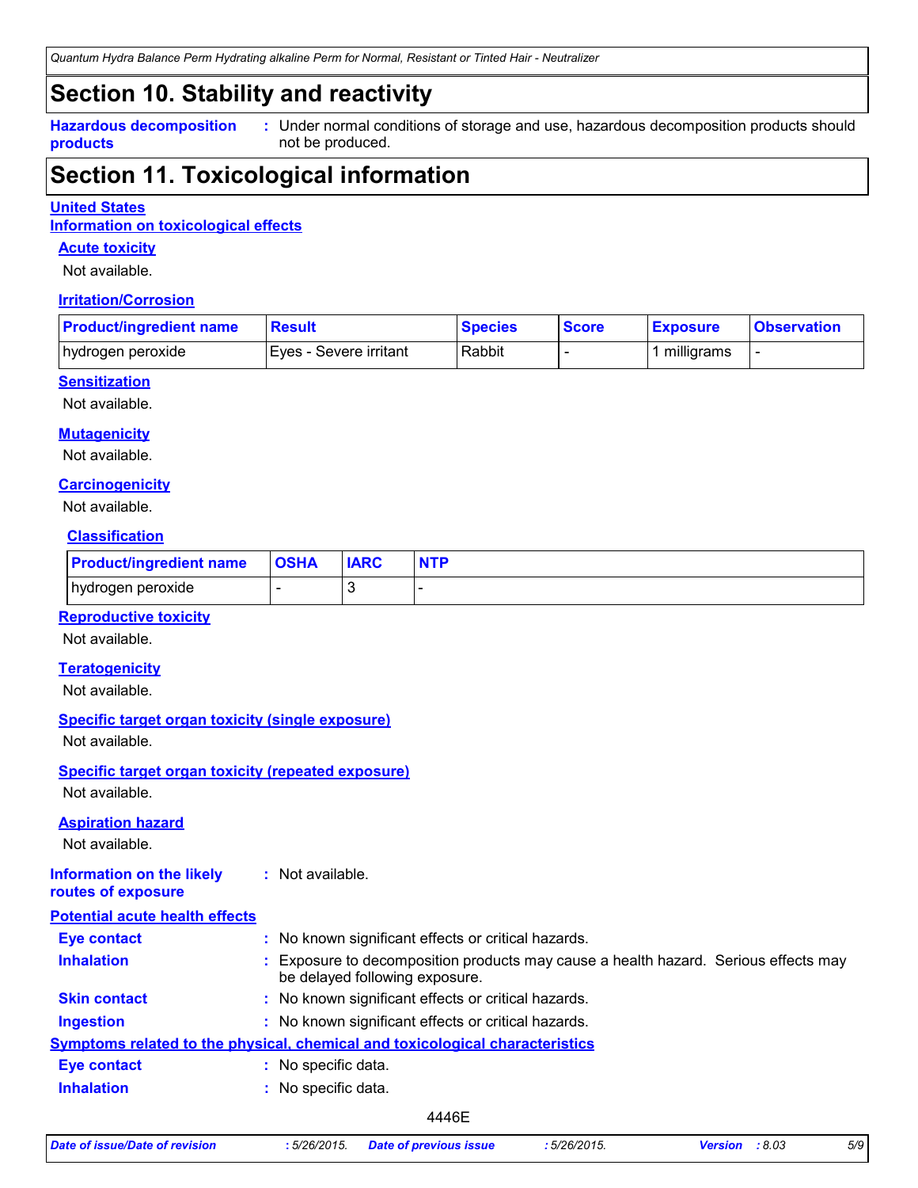# Section 10. Stability and reactivity

**Hazardous decomposition products** : Under normal conditions of storage and use, hazardous decomposition products should not be produced.

# Section 11. Toxicological information

## United States

### Information on toxicological effects

#### Acute toxicity

Not available.

#### Irritation/Corrosion

| Product/ingredient name | Result | Species | Score | Exposure | Observation |
|---|---|---|---|---|---|
| hydrogen peroxide | Eyes - Severe irritant | Rabbit | - | 1 milligrams | - |

#### Sensitization

Not available.

#### Mutagenicity

Not available.

#### Carcinogenicity

Not available.

#### Classification

| Product/ingredient name | OSHA | IARC | NTP |
|---|---|---|---|
| hydrogen peroxide | - | 3 | - |

#### Reproductive toxicity

Not available.

#### Teratogenicity

Not available.

#### Specific target organ toxicity (single exposure)

Not available.

#### Specific target organ toxicity (repeated exposure)

Not available.

#### Aspiration hazard

Not available.

**Information on the likely routes of exposure** : Not available.

### Potential acute health effects

**Eye contact** : No known significant effects or critical hazards.

**Inhalation** : Exposure to decomposition products may cause a health hazard. Serious effects may be delayed following exposure.

**Skin contact** : No known significant effects or critical hazards.

**Ingestion** : No known significant effects or critical hazards.

### Symptoms related to the physical, chemical and toxicological characteristics

**Eye contact** : No specific data.

**Inhalation** : No specific data.

4446E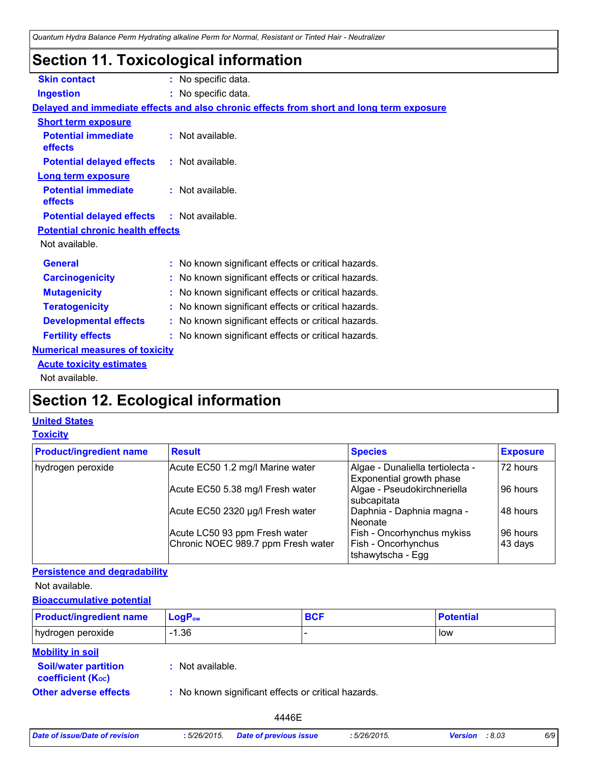## Section 11. Toxicological information

**Skin contact** : No specific data.

**Ingestion** : No specific data.

**Delayed and immediate effects and also chronic effects from short and long term exposure**

**Short term exposure**

**Potential immediate effects** : Not available.

**Potential delayed effects** : Not available.

**Long term exposure**

**Potential immediate effects** : Not available.

**Potential delayed effects** : Not available.

**Potential chronic health effects**

Not available.

**General** : No known significant effects or critical hazards.

**Carcinogenicity** : No known significant effects or critical hazards.

**Mutagenicity** : No known significant effects or critical hazards.

**Teratogenicity** : No known significant effects or critical hazards.

**Developmental effects** : No known significant effects or critical hazards.

**Fertility effects** : No known significant effects or critical hazards.

**Numerical measures of toxicity**

**Acute toxicity estimates**

Not available.

## Section 12. Ecological information

**United States**

**Toxicity**

| Product/ingredient name | Result | Species | Exposure |
|---|---|---|---|
| hydrogen peroxide | Acute EC50 1.2 mg/l Marine water | Algae - Dunaliella tertiolecta - Exponential growth phase | 72 hours |
| | Acute EC50 5.38 mg/l Fresh water | Algae - Pseudokirchneriella subcapitata | 96 hours |
| | Acute EC50 2320 µg/l Fresh water | Daphnia - Daphnia magna - Neonate | 48 hours |
| | Acute LC50 93 ppm Fresh water | Fish - Oncorhynchus mykiss | 96 hours |
| | Chronic NOEC 989.7 ppm Fresh water | Fish - Oncorhynchus tshawytscha - Egg | 43 days |

**Persistence and degradability**

Not available.

**Bioaccumulative potential**

| Product/ingredient name | $LogP_{ow}$ | BCF | Potential |
|---|---|---|---|
| hydrogen peroxide | -1.36 | - | low |

**Mobility in soil**

**Soil/water partition coefficient ($K_{OC}$)** : Not available.

**Other adverse effects** : No known significant effects or critical hazards.

4446E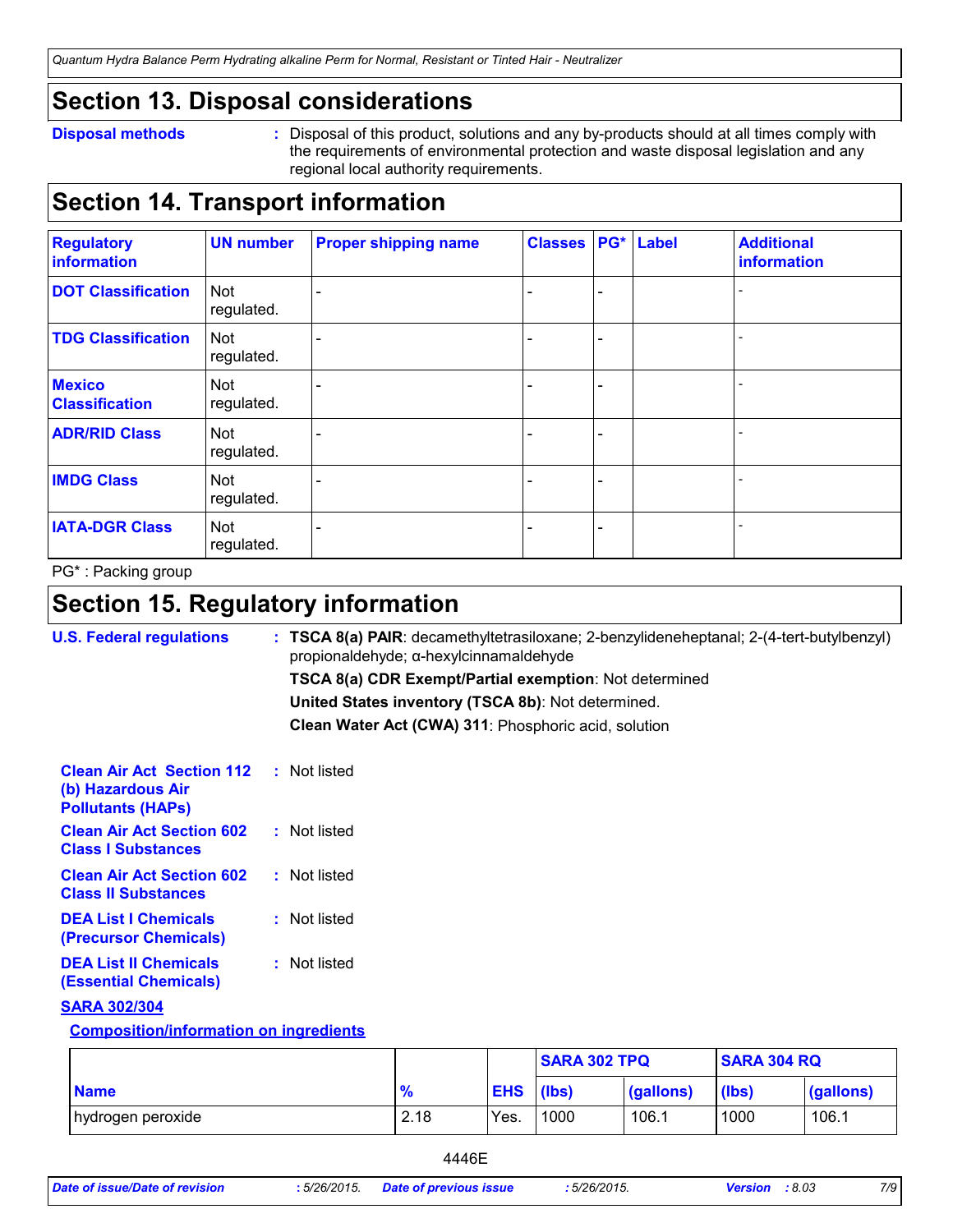# Section 13. Disposal considerations

**Disposal methods** : Disposal of this product, solutions and any by-products should at all times comply with the requirements of environmental protection and waste disposal legislation and any regional local authority requirements.

# Section 14. Transport information

| Regulatory information | UN number | Proper shipping name | Classes | PG* | Label | Additional information |
|---|---|---|---|---|---|---|
| **DOT Classification** | Not regulated. | - | - | - | | - |
| **TDG Classification** | Not regulated. | - | - | - | | - |
| **Mexico Classification** | Not regulated. | - | - | - | | - |
| **ADR/RID Class** | Not regulated. | - | - | - | | - |
| **IMDG Class** | Not regulated. | - | - | - | | - |
| **IATA-DGR Class** | Not regulated. | - | - | - | | - |

PG* : Packing group

# Section 15. Regulatory information

**U.S. Federal regulations** : **TSCA 8(a) PAIR**: decamethyltetrasiloxane; 2-benzylideneheptanal; 2-(4-tert-butylbenzyl) propionaldehyde; α-hexylcinnamaldehyde

**TSCA 8(a) CDR Exempt/Partial exemption**: Not determined

**United States inventory (TSCA 8b)**: Not determined.

**Clean Water Act (CWA) 311**: Phosphoric acid, solution

**Clean Air Act Section 112 (b) Hazardous Air Pollutants (HAPs)** : Not listed

**Clean Air Act Section 602 Class I Substances** : Not listed

**Clean Air Act Section 602 Class II Substances** : Not listed

**DEA List I Chemicals (Precursor Chemicals)** : Not listed

**DEA List II Chemicals (Essential Chemicals)** : Not listed

**SARA 302/304**

**Composition/information on ingredients**

| | | | SARA 302 TPQ | | SARA 304 RQ | |
|---|---|---|---|---|---|---|
| **Name** | **%** | **EHS** | **(lbs)** | **(gallons)** | **(lbs)** | **(gallons)** |
| hydrogen peroxide | 2.18 | Yes. | 1000 | 106.1 | 1000 | 106.1 |

4446E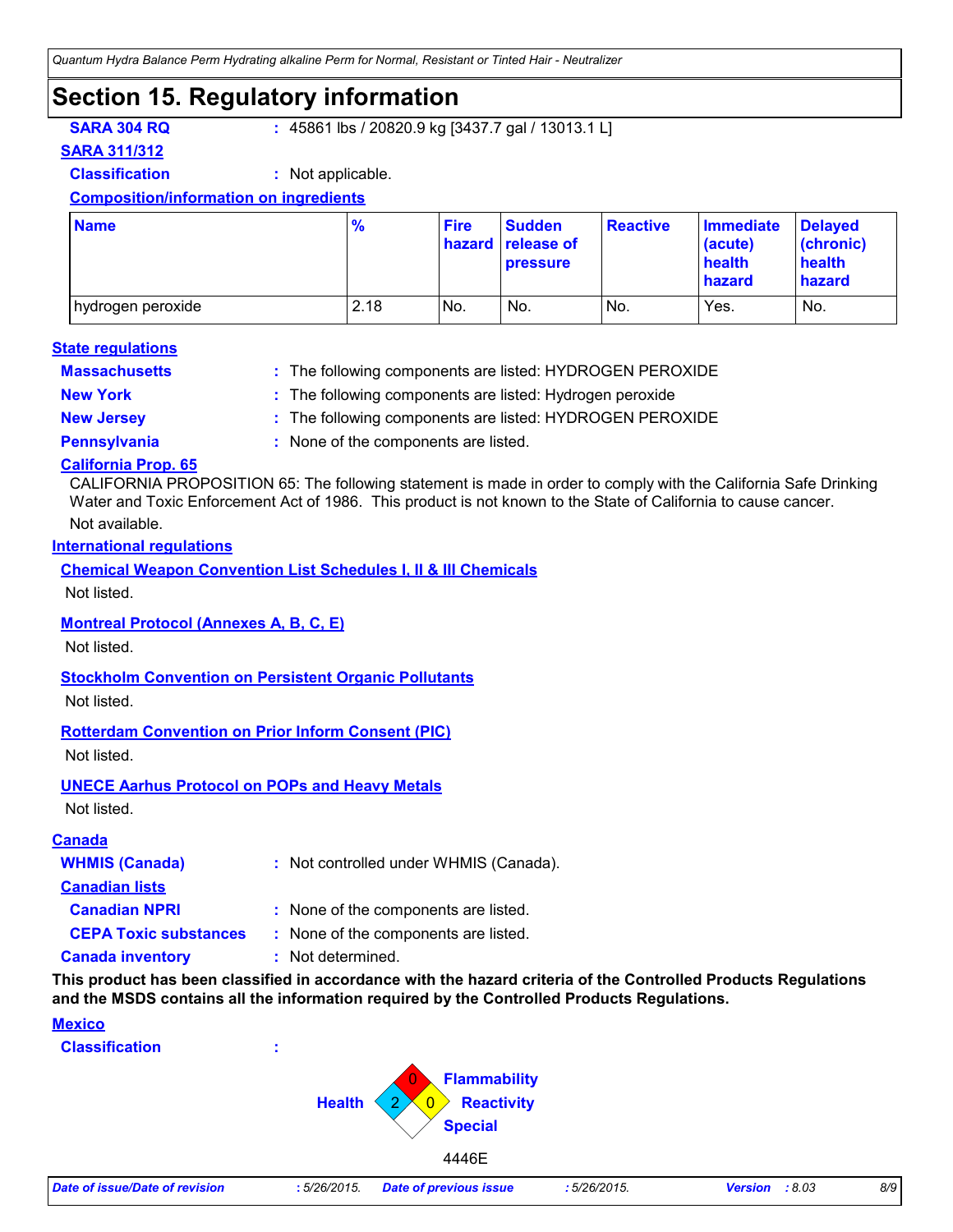# Section 15. Regulatory information

**SARA 304 RQ** : 45861 lbs / 20820.9 kg [3437.7 gal / 13013.1 L]

**SARA 311/312**

**Classification** : Not applicable.

**Composition/information on ingredients**

| Name | % | Fire hazard | Sudden release of pressure | Reactive | Immediate (acute) health hazard | Delayed (chronic) health hazard |
|---|---|---|---|---|---|---|
| hydrogen peroxide | 2.18 | No. | No. | No. | Yes. | No. |

**State regulations**

**Massachusetts** : The following components are listed: HYDROGEN PEROXIDE

**New York** : The following components are listed: Hydrogen peroxide

**New Jersey** : The following components are listed: HYDROGEN PEROXIDE

**Pennsylvania** : None of the components are listed.

**California Prop. 65**

CALIFORNIA PROPOSITION 65: The following statement is made in order to comply with the California Safe Drinking Water and Toxic Enforcement Act of 1986. This product is not known to the State of California to cause cancer.

Not available.

**International regulations**

**Chemical Weapon Convention List Schedules I, II & III Chemicals**

Not listed.

**Montreal Protocol (Annexes A, B, C, E)**

Not listed.

**Stockholm Convention on Persistent Organic Pollutants**

Not listed.

**Rotterdam Convention on Prior Inform Consent (PIC)**

Not listed.

**UNECE Aarhus Protocol on POPs and Heavy Metals**

Not listed.

**Canada**

**WHMIS (Canada)** : Not controlled under WHMIS (Canada).

**Canadian lists**

**Canadian NPRI** : None of the components are listed.

**CEPA Toxic substances** : None of the components are listed.

**Canada inventory** : Not determined.

**This product has been classified in accordance with the hazard criteria of the Controlled Products Regulations and the MSDS contains all the information required by the Controlled Products Regulations.**

**Mexico**

**Classification** :

Flammability: 0
Health: 2
Reactivity: 0
Special:

4446E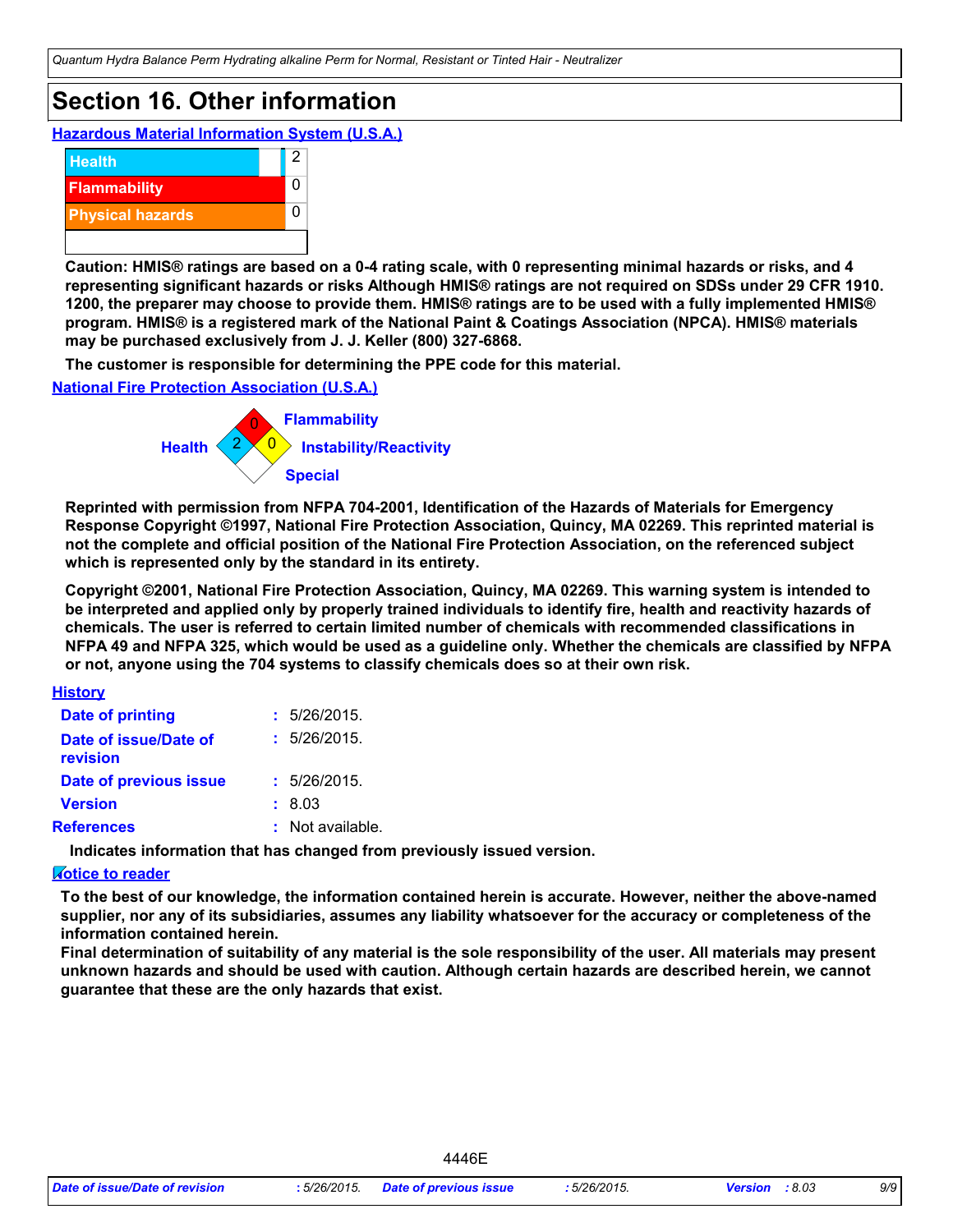# Section 16. Other information

**Hazardous Material Information System (U.S.A.)**

| | |
|---|---|
| Health | 2 |
| Flammability | 0 |
| Physical hazards | 0 |

**Caution: HMIS® ratings are based on a 0-4 rating scale, with 0 representing minimal hazards or risks, and 4 representing significant hazards or risks Although HMIS® ratings are not required on SDSs under 29 CFR 1910. 1200, the preparer may choose to provide them. HMIS® ratings are to be used with a fully implemented HMIS® program. HMIS® is a registered mark of the National Paint & Coatings Association (NPCA). HMIS® materials may be purchased exclusively from J. J. Keller (800) 327-6868.**

**The customer is responsible for determining the PPE code for this material.**

**National Fire Protection Association (U.S.A.)**

Flammability
0
Health
2
0
Instability/Reactivity
Special

**Reprinted with permission from NFPA 704-2001, Identification of the Hazards of Materials for Emergency Response Copyright ©1997, National Fire Protection Association, Quincy, MA 02269. This reprinted material is not the complete and official position of the National Fire Protection Association, on the referenced subject which is represented only by the standard in its entirety.**

**Copyright ©2001, National Fire Protection Association, Quincy, MA 02269. This warning system is intended to be interpreted and applied only by properly trained individuals to identify fire, health and reactivity hazards of chemicals. The user is referred to certain limited number of chemicals with recommended classifications in NFPA 49 and NFPA 325, which would be used as a guideline only. Whether the chemicals are classified by NFPA or not, anyone using the 704 systems to classify chemicals does so at their own risk.**

**History**

| | |
|---|---|
| Date of printing | : 5/26/2015. |
| Date of issue/Date of revision | : 5/26/2015. |
| Date of previous issue | : 5/26/2015. |
| Version | : 8.03 |
| References | : Not available. |

**Indicates information that has changed from previously issued version.**

**Notice to reader**

**To the best of our knowledge, the information contained herein is accurate. However, neither the above-named supplier, nor any of its subsidiaries, assumes any liability whatsoever for the accuracy or completeness of the information contained herein.**
**Final determination of suitability of any material is the sole responsibility of the user. All materials may present unknown hazards and should be used with caution. Although certain hazards are described herein, we cannot guarantee that these are the only hazards that exist.**

4446E